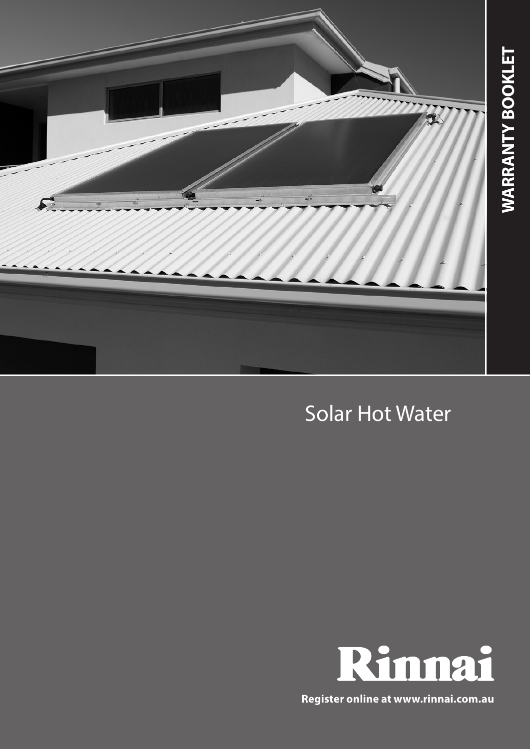# WARRANTY BOOKLET

## Solar Hot Water

Rinnai

**Register online at www.rinnai.com.au**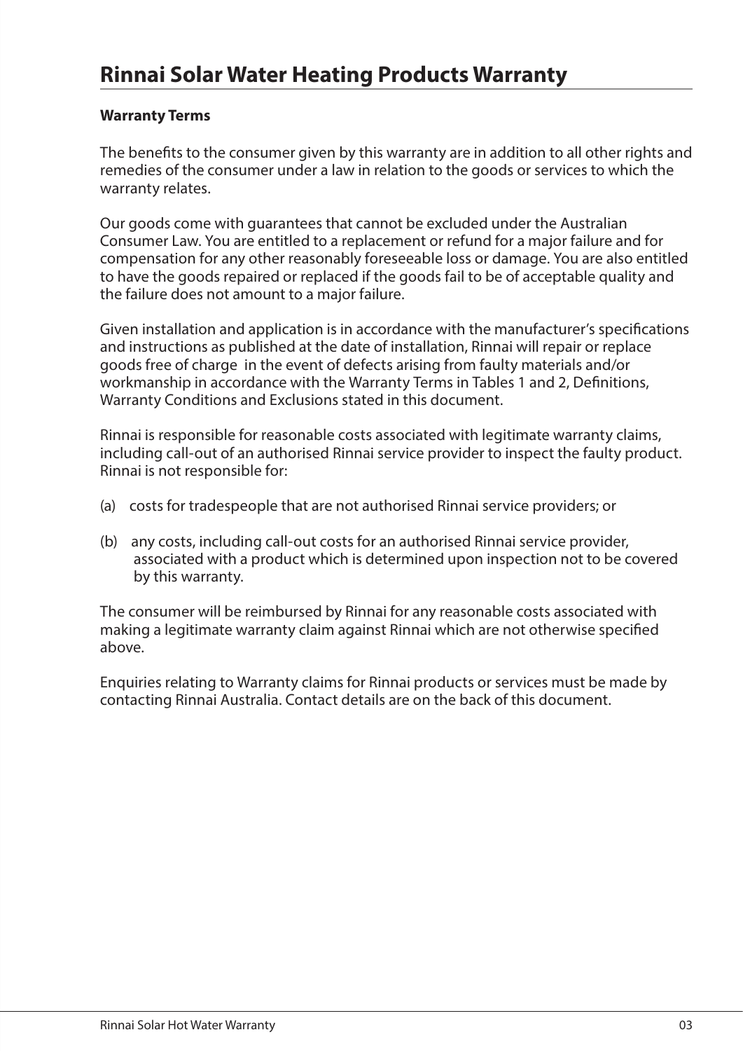# Rinnai Solar Water Heating Products Warranty

**Warranty Terms**

The benefits to the consumer given by this warranty are in addition to all other rights and remedies of the consumer under a law in relation to the goods or services to which the warranty relates.

Our goods come with guarantees that cannot be excluded under the Australian Consumer Law. You are entitled to a replacement or refund for a major failure and for compensation for any other reasonably foreseeable loss or damage. You are also entitled to have the goods repaired or replaced if the goods fail to be of acceptable quality and the failure does not amount to a major failure.

Given installation and application is in accordance with the manufacturer's specifications and instructions as published at the date of installation, Rinnai will repair or replace goods free of charge in the event of defects arising from faulty materials and/or workmanship in accordance with the Warranty Terms in Tables 1 and 2, Definitions, Warranty Conditions and Exclusions stated in this document.

Rinnai is responsible for reasonable costs associated with legitimate warranty claims, including call-out of an authorised Rinnai service provider to inspect the faulty product. Rinnai is not responsible for:

(a) costs for tradespeople that are not authorised Rinnai service providers; or

(b) any costs, including call-out costs for an authorised Rinnai service provider, associated with a product which is determined upon inspection not to be covered by this warranty.

The consumer will be reimbursed by Rinnai for any reasonable costs associated with making a legitimate warranty claim against Rinnai which are not otherwise specified above.

Enquiries relating to Warranty claims for Rinnai products or services must be made by contacting Rinnai Australia. Contact details are on the back of this document.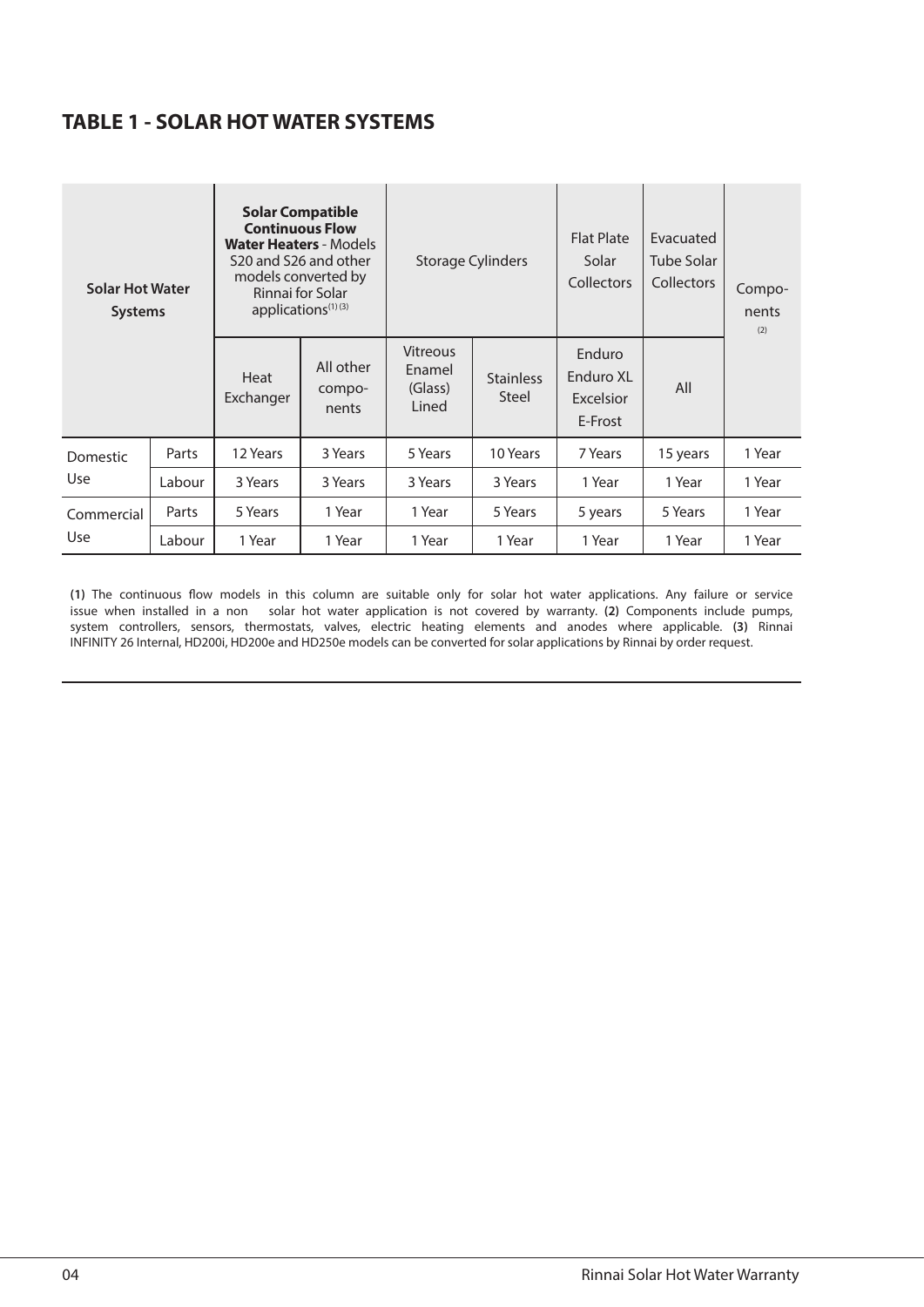## TABLE 1 - SOLAR HOT WATER SYSTEMS

| **Solar Hot Water Systems** | | **Solar Compatible Continuous Flow Water Heaters** - Models S20 and S26 and other models converted by Rinnai for Solar applications(1) (3) | | Storage Cylinders | | Flat Plate Solar Collectors | Evacuated Tube Solar Collectors | Compo-nents (2) |
|---|---|---|---|---|---|---|---|---|
| | | Heat Exchanger | All other compo-nents | Vitreous Enamel (Glass) Lined | Stainless Steel | Enduro Enduro XL Excelsior E-Frost | All | |
| Domestic Use | Parts | 12 Years | 3 Years | 5 Years | 10 Years | 7 Years | 15 years | 1 Year |
| | Labour | 3 Years | 3 Years | 3 Years | 3 Years | 1 Year | 1 Year | 1 Year |
| Commercial Use | Parts | 5 Years | 1 Year | 1 Year | 5 Years | 5 years | 5 Years | 1 Year |
| | Labour | 1 Year | 1 Year | 1 Year | 1 Year | 1 Year | 1 Year | 1 Year |

**(1)** The continuous flow models in this column are suitable only for solar hot water applications. Any failure or service issue when installed in a non solar hot water application is not covered by warranty. **(2)** Components include pumps, system controllers, sensors, thermostats, valves, electric heating elements and anodes where applicable. **(3)** Rinnai INFINITY 26 Internal, HD200i, HD200e and HD250e models can be converted for solar applications by Rinnai by order request.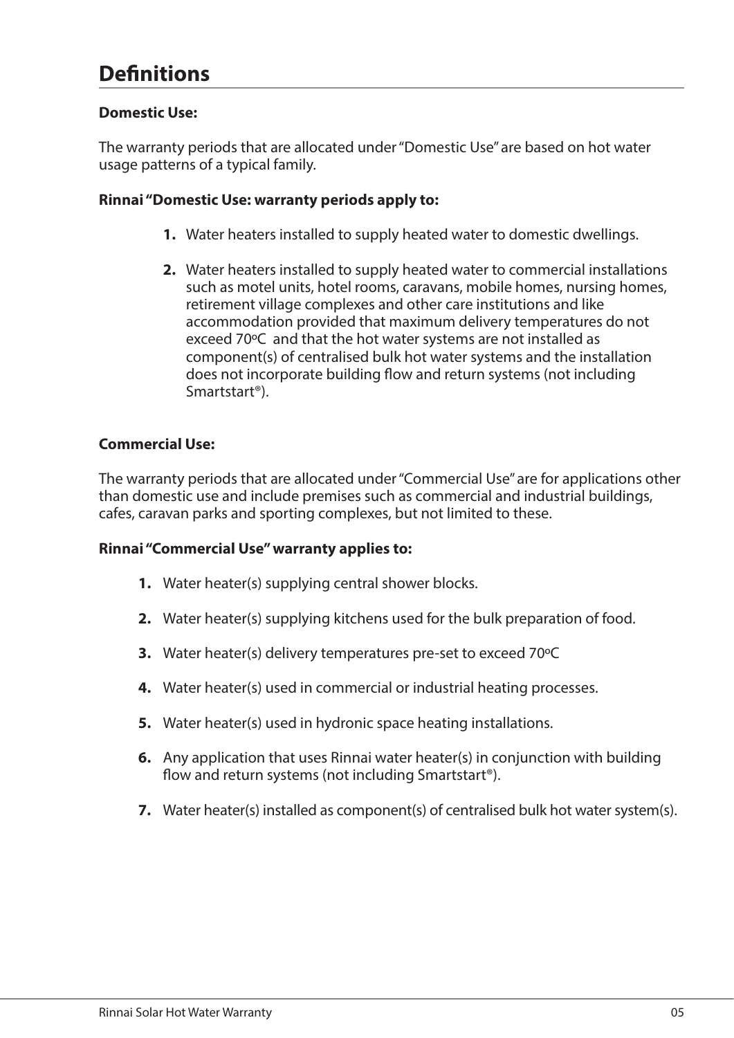## Definitions

**Domestic Use:**

The warranty periods that are allocated under "Domestic Use" are based on hot water usage patterns of a typical family.

**Rinnai "Domestic Use: warranty periods apply to:**

1. Water heaters installed to supply heated water to domestic dwellings.
2. Water heaters installed to supply heated water to commercial installations such as motel units, hotel rooms, caravans, mobile homes, nursing homes, retirement village complexes and other care institutions and like accommodation provided that maximum delivery temperatures do not exceed 70ºC and that the hot water systems are not installed as component(s) of centralised bulk hot water systems and the installation does not incorporate building flow and return systems (not including Smartstart®).

**Commercial Use:**

The warranty periods that are allocated under "Commercial Use" are for applications other than domestic use and include premises such as commercial and industrial buildings, cafes, caravan parks and sporting complexes, but not limited to these.

**Rinnai "Commercial Use" warranty applies to:**

1. Water heater(s) supplying central shower blocks.
2. Water heater(s) supplying kitchens used for the bulk preparation of food.
3. Water heater(s) delivery temperatures pre-set to exceed 70ºC
4. Water heater(s) used in commercial or industrial heating processes.
5. Water heater(s) used in hydronic space heating installations.
6. Any application that uses Rinnai water heater(s) in conjunction with building flow and return systems (not including Smartstart®).
7. Water heater(s) installed as component(s) of centralised bulk hot water system(s).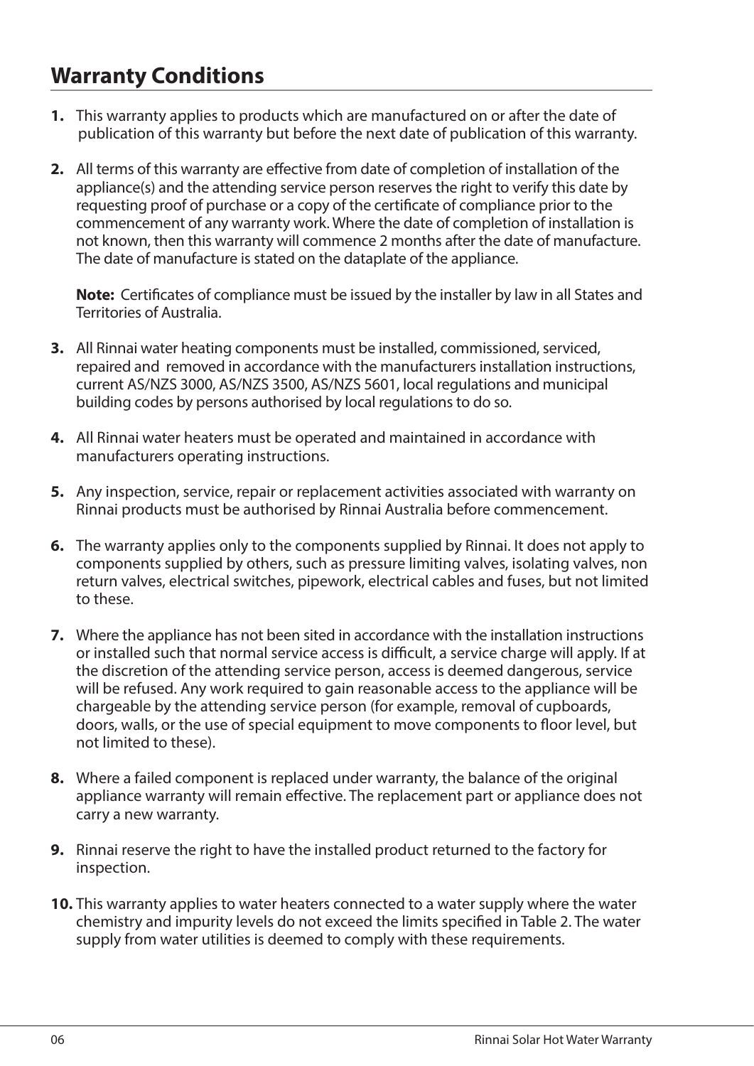## Warranty Conditions

1. This warranty applies to products which are manufactured on or after the date of publication of this warranty but before the next date of publication of this warranty.

2. All terms of this warranty are effective from date of completion of installation of the appliance(s) and the attending service person reserves the right to verify this date by requesting proof of purchase or a copy of the certificate of compliance prior to the commencement of any warranty work. Where the date of completion of installation is not known, then this warranty will commence 2 months after the date of manufacture. The date of manufacture is stated on the dataplate of the appliance.

   **Note:** Certificates of compliance must be issued by the installer by law in all States and Territories of Australia.

3. All Rinnai water heating components must be installed, commissioned, serviced, repaired and removed in accordance with the manufacturers installation instructions, current AS/NZS 3000, AS/NZS 3500, AS/NZS 5601, local regulations and municipal building codes by persons authorised by local regulations to do so.

4. All Rinnai water heaters must be operated and maintained in accordance with manufacturers operating instructions.

5. Any inspection, service, repair or replacement activities associated with warranty on Rinnai products must be authorised by Rinnai Australia before commencement.

6. The warranty applies only to the components supplied by Rinnai. It does not apply to components supplied by others, such as pressure limiting valves, isolating valves, non return valves, electrical switches, pipework, electrical cables and fuses, but not limited to these.

7. Where the appliance has not been sited in accordance with the installation instructions or installed such that normal service access is difficult, a service charge will apply. If at the discretion of the attending service person, access is deemed dangerous, service will be refused. Any work required to gain reasonable access to the appliance will be chargeable by the attending service person (for example, removal of cupboards, doors, walls, or the use of special equipment to move components to floor level, but not limited to these).

8. Where a failed component is replaced under warranty, the balance of the original appliance warranty will remain effective. The replacement part or appliance does not carry a new warranty.

9. Rinnai reserve the right to have the installed product returned to the factory for inspection.

10. This warranty applies to water heaters connected to a water supply where the water chemistry and impurity levels do not exceed the limits specified in Table 2. The water supply from water utilities is deemed to comply with these requirements.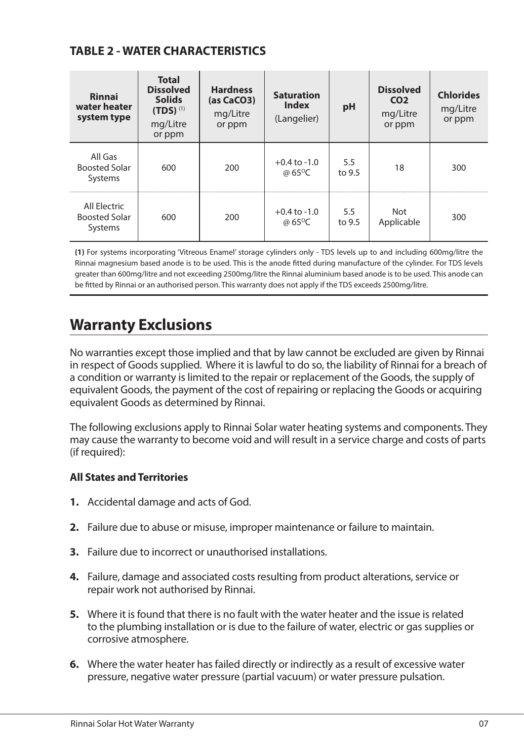### TABLE 2 - WATER CHARACTERISTICS

| Rinnai water heater system type | Total Dissolved Solids (TDS) [(1)] mg/Litre or ppm | Hardness (as $CaCO_3$) mg/Litre or ppm | Saturation Index (Langelier) | pH | Dissolved $CO_2$ mg/Litre or ppm | Chlorides mg/Litre or ppm |
|---|---|---|---|---|---|---|
| All Gas Boosted Solar Systems | 600 | 200 | +0.4 to -1.0 @ 65°C | 5.5 to 9.5 | 18 | 300 |
| All Electric Boosted Solar Systems | 600 | 200 | +0.4 to -1.0 @ 65°C | 5.5 to 9.5 | Not Applicable | 300 |

**(1)** For systems incorporating 'Vitreous Enamel' storage cylinders only - TDS levels up to and including 600mg/litre the Rinnai magnesium based anode is to be used. This is the anode fitted during manufacture of the cylinder. For TDS levels greater than 600mg/litre and not exceeding 2500mg/litre the Rinnai aluminium based anode is to be used. This anode can be fitted by Rinnai or an authorised person. This warranty does not apply if the TDS exceeds 2500mg/litre.

## Warranty Exclusions

No warranties except those implied and that by law cannot be excluded are given by Rinnai in respect of Goods supplied. Where it is lawful to do so, the liability of Rinnai for a breach of a condition or warranty is limited to the repair or replacement of the Goods, the supply of equivalent Goods, the payment of the cost of repairing or replacing the Goods or acquiring equivalent Goods as determined by Rinnai.

The following exclusions apply to Rinnai Solar water heating systems and components. They may cause the warranty to become void and will result in a service charge and costs of parts (if required):

**All States and Territories**

1. Accidental damage and acts of God.
2. Failure due to abuse or misuse, improper maintenance or failure to maintain.
3. Failure due to incorrect or unauthorised installations.
4. Failure, damage and associated costs resulting from product alterations, service or repair work not authorised by Rinnai.
5. Where it is found that there is no fault with the water heater and the issue is related to the plumbing installation or is due to the failure of water, electric or gas supplies or corrosive atmosphere.
6. Where the water heater has failed directly or indirectly as a result of excessive water pressure, negative water pressure (partial vacuum) or water pressure pulsation.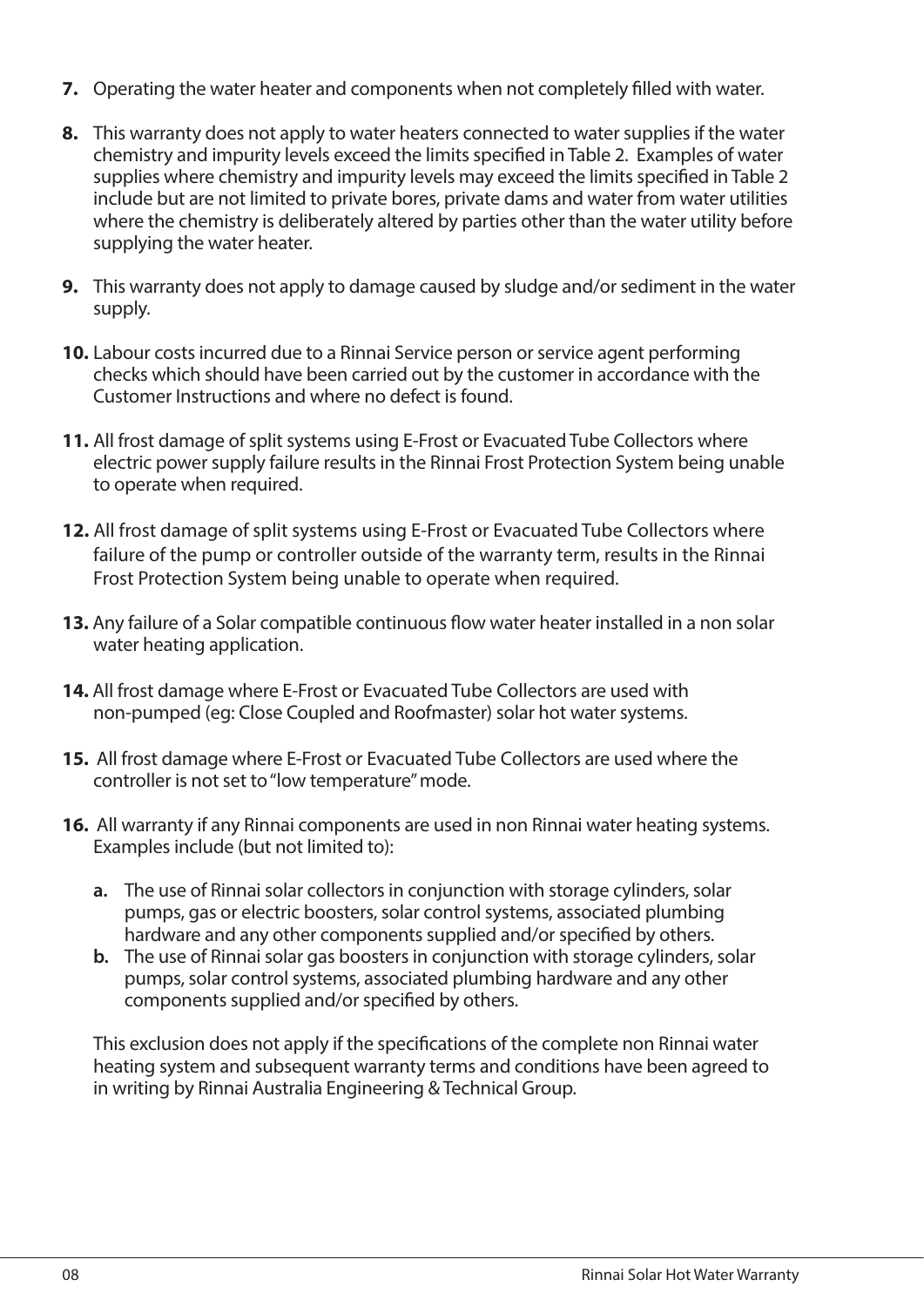7. Operating the water heater and components when not completely filled with water.

8. This warranty does not apply to water heaters connected to water supplies if the water chemistry and impurity levels exceed the limits specified in Table 2. Examples of water supplies where chemistry and impurity levels may exceed the limits specified in Table 2 include but are not limited to private bores, private dams and water from water utilities where the chemistry is deliberately altered by parties other than the water utility before supplying the water heater.

9. This warranty does not apply to damage caused by sludge and/or sediment in the water supply.

10. Labour costs incurred due to a Rinnai Service person or service agent performing checks which should have been carried out by the customer in accordance with the Customer Instructions and where no defect is found.

11. All frost damage of split systems using E-Frost or Evacuated Tube Collectors where electric power supply failure results in the Rinnai Frost Protection System being unable to operate when required.

12. All frost damage of split systems using E-Frost or Evacuated Tube Collectors where failure of the pump or controller outside of the warranty term, results in the Rinnai Frost Protection System being unable to operate when required.

13. Any failure of a Solar compatible continuous flow water heater installed in a non solar water heating application.

14. All frost damage where E-Frost or Evacuated Tube Collectors are used with non-pumped (eg: Close Coupled and Roofmaster) solar hot water systems.

15. All frost damage where E-Frost or Evacuated Tube Collectors are used where the controller is not set to "low temperature" mode.

16. All warranty if any Rinnai components are used in non Rinnai water heating systems. Examples include (but not limited to):

    a. The use of Rinnai solar collectors in conjunction with storage cylinders, solar pumps, gas or electric boosters, solar control systems, associated plumbing hardware and any other components supplied and/or specified by others.
    b. The use of Rinnai solar gas boosters in conjunction with storage cylinders, solar pumps, solar control systems, associated plumbing hardware and any other components supplied and/or specified by others.

    This exclusion does not apply if the specifications of the complete non Rinnai water heating system and subsequent warranty terms and conditions have been agreed to in writing by Rinnai Australia Engineering & Technical Group.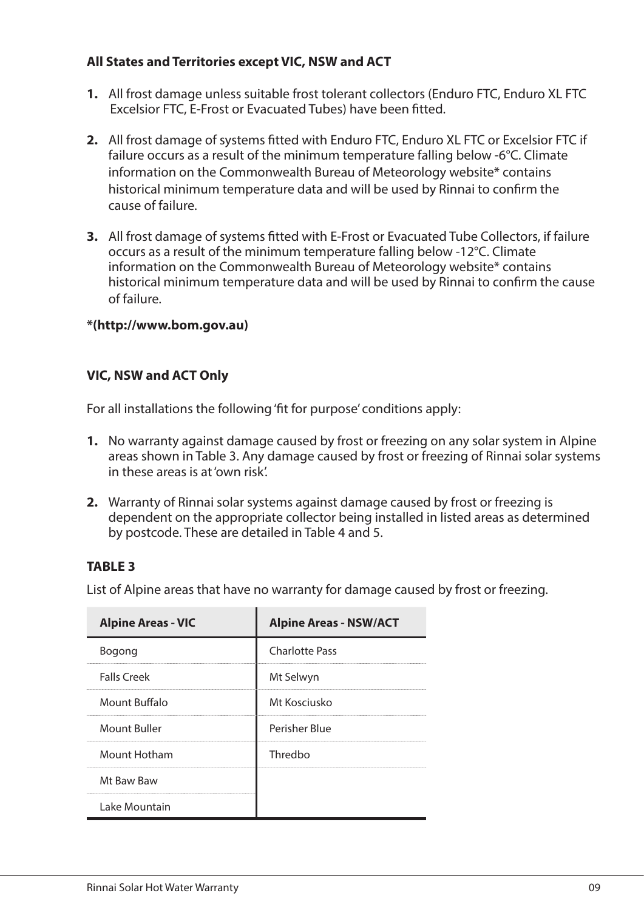**All States and Territories except VIC, NSW and ACT**

1. All frost damage unless suitable frost tolerant collectors (Enduro FTC, Enduro XL FTC Excelsior FTC, E-Frost or Evacuated Tubes) have been fitted.

2. All frost damage of systems fitted with Enduro FTC, Enduro XL FTC or Excelsior FTC if failure occurs as a result of the minimum temperature falling below -6°C. Climate information on the Commonwealth Bureau of Meteorology website* contains historical minimum temperature data and will be used by Rinnai to confirm the cause of failure.

3. All frost damage of systems fitted with E-Frost or Evacuated Tube Collectors, if failure occurs as a result of the minimum temperature falling below -12°C. Climate information on the Commonwealth Bureau of Meteorology website* contains historical minimum temperature data and will be used by Rinnai to confirm the cause of failure.

**\*(http://www.bom.gov.au)**

**VIC, NSW and ACT Only**

For all installations the following 'fit for purpose' conditions apply:

1. No warranty against damage caused by frost or freezing on any solar system in Alpine areas shown in Table 3. Any damage caused by frost or freezing of Rinnai solar systems in these areas is at 'own risk'.

2. Warranty of Rinnai solar systems against damage caused by frost or freezing is dependent on the appropriate collector being installed in listed areas as determined by postcode. These are detailed in Table 4 and 5.

**TABLE 3**

List of Alpine areas that have no warranty for damage caused by frost or freezing.

| Alpine Areas - VIC | Alpine Areas - NSW/ACT |
|---|---|
| Bogong | Charlotte Pass |
| Falls Creek | Mt Selwyn |
| Mount Buffalo | Mt Kosciusko |
| Mount Buller | Perisher Blue |
| Mount Hotham | Thredbo |
| Mt Baw Baw | |
| Lake Mountain | |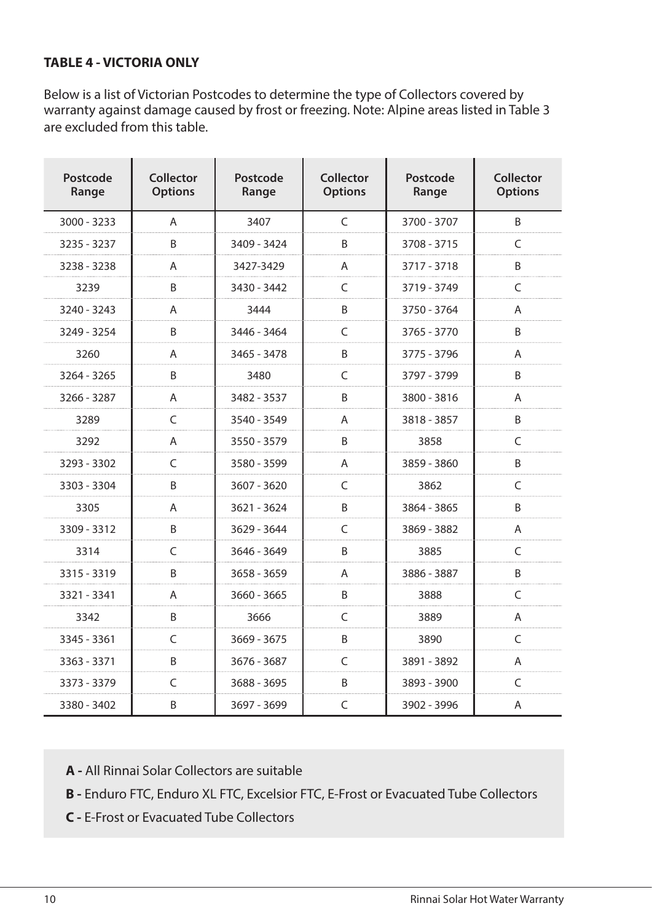**TABLE 4 - VICTORIA ONLY**

Below is a list of Victorian Postcodes to determine the type of Collectors covered by warranty against damage caused by frost or freezing. Note: Alpine areas listed in Table 3 are excluded from this table.

| Postcode Range | Collector Options | Postcode Range | Collector Options | Postcode Range | Collector Options |
|---|---|---|---|---|---|
| 3000 - 3233 | A | 3407 | C | 3700 - 3707 | B |
| 3235 - 3237 | B | 3409 - 3424 | B | 3708 - 3715 | C |
| 3238 - 3238 | A | 3427-3429 | A | 3717 - 3718 | B |
| 3239 | B | 3430 - 3442 | C | 3719 - 3749 | C |
| 3240 - 3243 | A | 3444 | B | 3750 - 3764 | A |
| 3249 - 3254 | B | 3446 - 3464 | C | 3765 - 3770 | B |
| 3260 | A | 3465 - 3478 | B | 3775 - 3796 | A |
| 3264 - 3265 | B | 3480 | C | 3797 - 3799 | B |
| 3266 - 3287 | A | 3482 - 3537 | B | 3800 - 3816 | A |
| 3289 | C | 3540 - 3549 | A | 3818 - 3857 | B |
| 3292 | A | 3550 - 3579 | B | 3858 | C |
| 3293 - 3302 | C | 3580 - 3599 | A | 3859 - 3860 | B |
| 3303 - 3304 | B | 3607 - 3620 | C | 3862 | C |
| 3305 | A | 3621 - 3624 | B | 3864 - 3865 | B |
| 3309 - 3312 | B | 3629 - 3644 | C | 3869 - 3882 | A |
| 3314 | C | 3646 - 3649 | B | 3885 | C |
| 3315 - 3319 | B | 3658 - 3659 | A | 3886 - 3887 | B |
| 3321 - 3341 | A | 3660 - 3665 | B | 3888 | C |
| 3342 | B | 3666 | C | 3889 | A |
| 3345 - 3361 | C | 3669 - 3675 | B | 3890 | C |
| 3363 - 3371 | B | 3676 - 3687 | C | 3891 - 3892 | A |
| 3373 - 3379 | C | 3688 - 3695 | B | 3893 - 3900 | C |
| 3380 - 3402 | B | 3697 - 3699 | C | 3902 - 3996 | A |

**A -** All Rinnai Solar Collectors are suitable

**B -** Enduro FTC, Enduro XL FTC, Excelsior FTC, E-Frost or Evacuated Tube Collectors

**C -** E-Frost or Evacuated Tube Collectors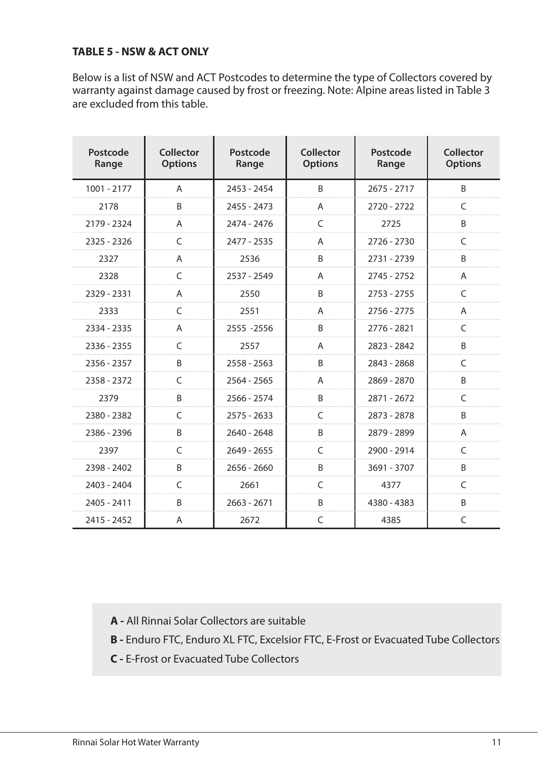**TABLE 5 - NSW & ACT ONLY**

Below is a list of NSW and ACT Postcodes to determine the type of Collectors covered by warranty against damage caused by frost or freezing. Note: Alpine areas listed in Table 3 are excluded from this table.

| Postcode Range | Collector Options | Postcode Range | Collector Options | Postcode Range | Collector Options |
|---|---|---|---|---|---|
| 1001 - 2177 | A | 2453 - 2454 | B | 2675 - 2717 | B |
| 2178 | B | 2455 - 2473 | A | 2720 - 2722 | C |
| 2179 - 2324 | A | 2474 - 2476 | C | 2725 | B |
| 2325 - 2326 | C | 2477 - 2535 | A | 2726 - 2730 | C |
| 2327 | A | 2536 | B | 2731 - 2739 | B |
| 2328 | C | 2537 - 2549 | A | 2745 - 2752 | A |
| 2329 - 2331 | A | 2550 | B | 2753 - 2755 | C |
| 2333 | C | 2551 | A | 2756 - 2775 | A |
| 2334 - 2335 | A | 2555 -2556 | B | 2776 - 2821 | C |
| 2336 - 2355 | C | 2557 | A | 2823 - 2842 | B |
| 2356 - 2357 | B | 2558 - 2563 | B | 2843 - 2868 | C |
| 2358 - 2372 | C | 2564 - 2565 | A | 2869 - 2870 | B |
| 2379 | B | 2566 - 2574 | B | 2871 - 2672 | C |
| 2380 - 2382 | C | 2575 - 2633 | C | 2873 - 2878 | B |
| 2386 - 2396 | B | 2640 - 2648 | B | 2879 - 2899 | A |
| 2397 | C | 2649 - 2655 | C | 2900 - 2914 | C |
| 2398 - 2402 | B | 2656 - 2660 | B | 3691 - 3707 | B |
| 2403 - 2404 | C | 2661 | C | 4377 | C |
| 2405 - 2411 | B | 2663 - 2671 | B | 4380 - 4383 | B |
| 2415 - 2452 | A | 2672 | C | 4385 | C |

**A -** All Rinnai Solar Collectors are suitable

**B -** Enduro FTC, Enduro XL FTC, Excelsior FTC, E-Frost or Evacuated Tube Collectors

**C -** E-Frost or Evacuated Tube Collectors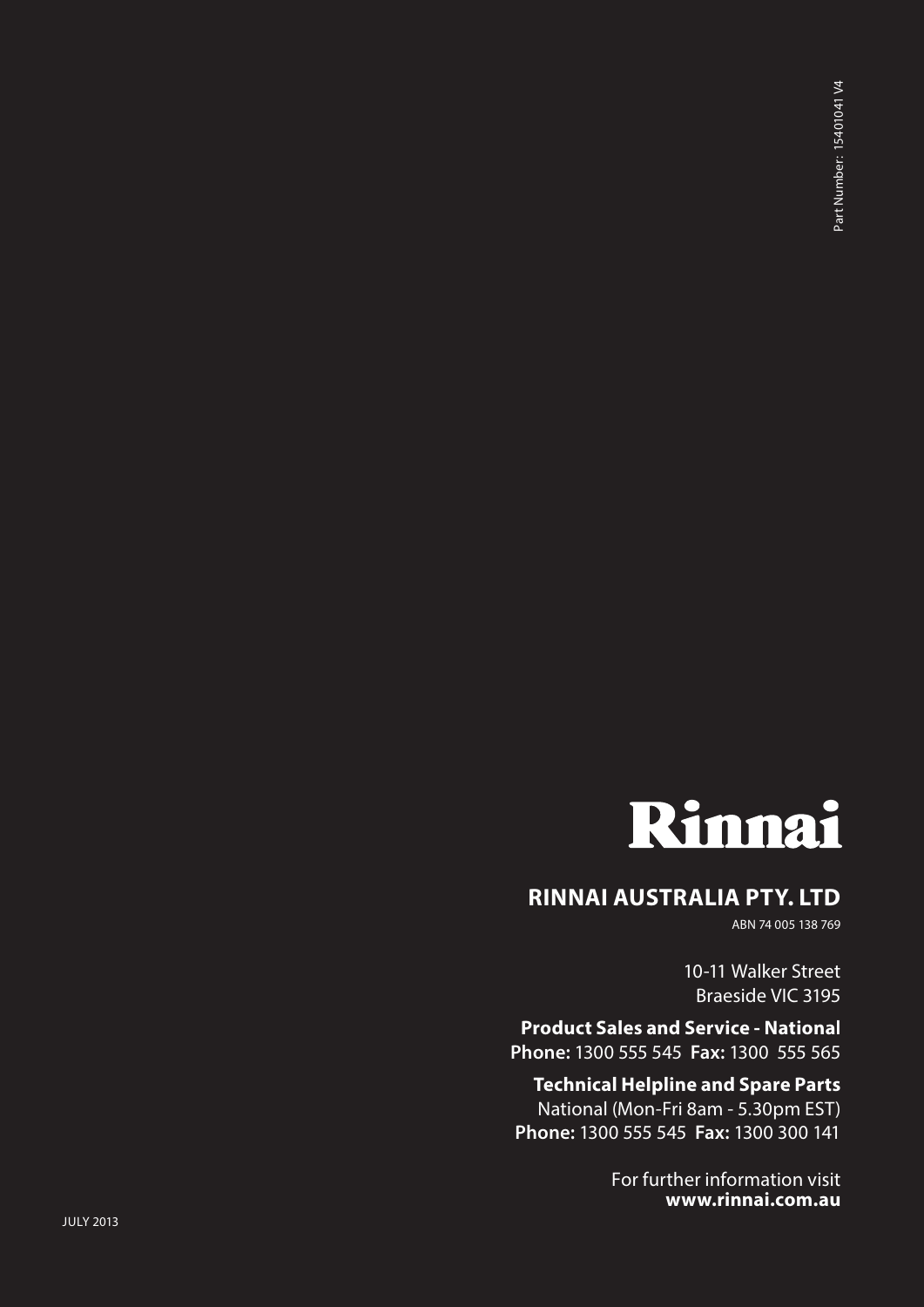Part Number: 15401041 V4

Rinnai

## RINNAI AUSTRALIA PTY. LTD

ABN 74 005 138 769

10-11 Walker Street
Braeside VIC 3195

**Product Sales and Service - National**
**Phone:** 1300 555 545 **Fax:** 1300 555 565

**Technical Helpline and Spare Parts**
National (Mon-Fri 8am - 5.30pm EST)
**Phone:** 1300 555 545 **Fax:** 1300 300 141

For further information visit
**www.rinnai.com.au**

JULY 2013